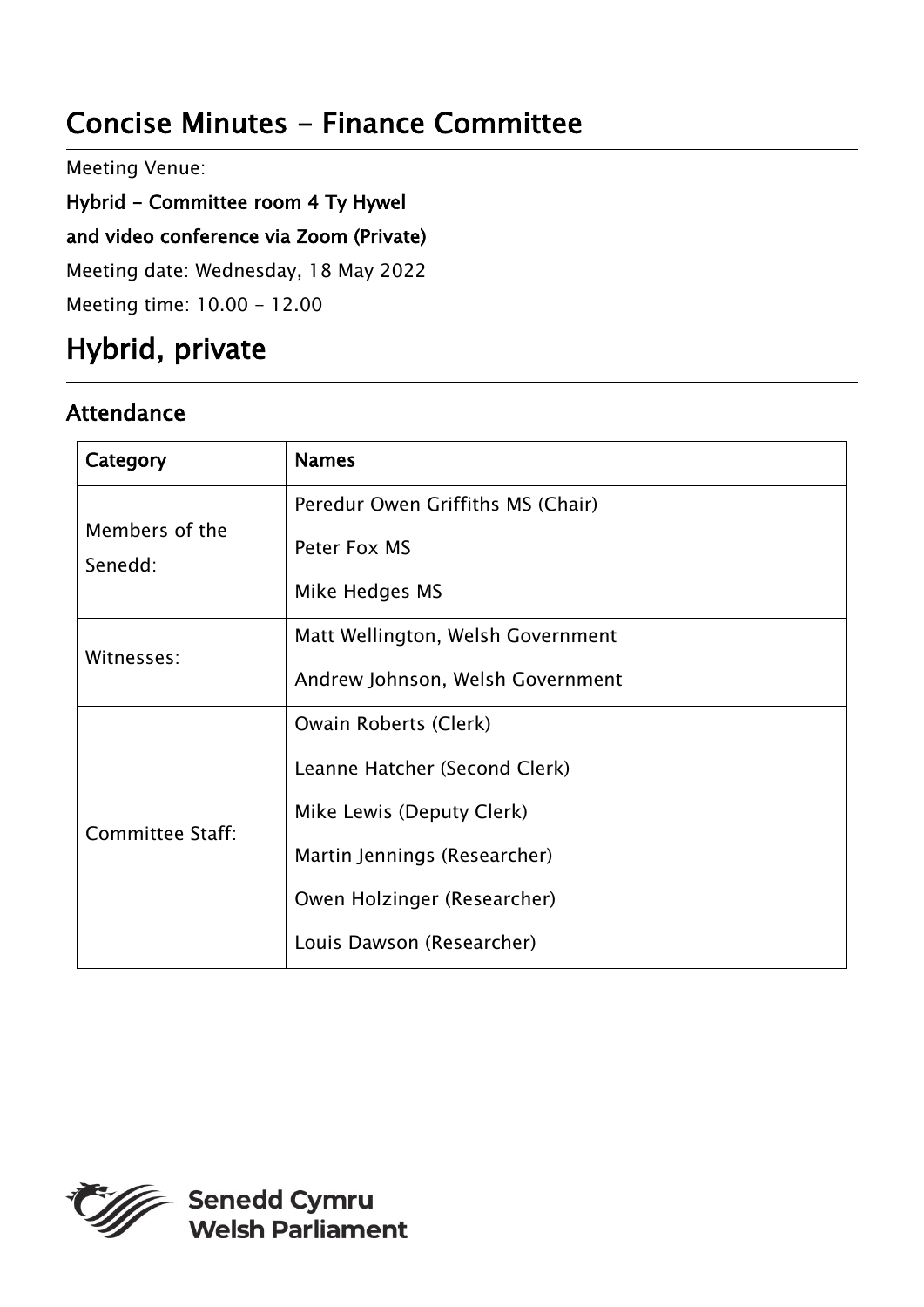# Concise Minutes - Finance Committee

Meeting Venue:

**Hybrid - Committee room 4 Ty Hywel**

**and video conference via Zoom (Private)**

Meeting date: Wednesday, 18 May 2022

Meeting time: 10.00 - 12.00

# Hybrid, private

## Attendance

| Category | Names |
|---|---|
| Members of the Senedd: | Peredur Owen Griffiths MS (Chair)<br>Peter Fox MS<br>Mike Hedges MS |
| Witnesses: | Matt Wellington, Welsh Government<br>Andrew Johnson, Welsh Government |
| Committee Staff: | Owain Roberts (Clerk)<br>Leanne Hatcher (Second Clerk)<br>Mike Lewis (Deputy Clerk)<br>Martin Jennings (Researcher)<br>Owen Holzinger (Researcher)<br>Louis Dawson (Researcher) |

Senedd Cymru
Welsh Parliament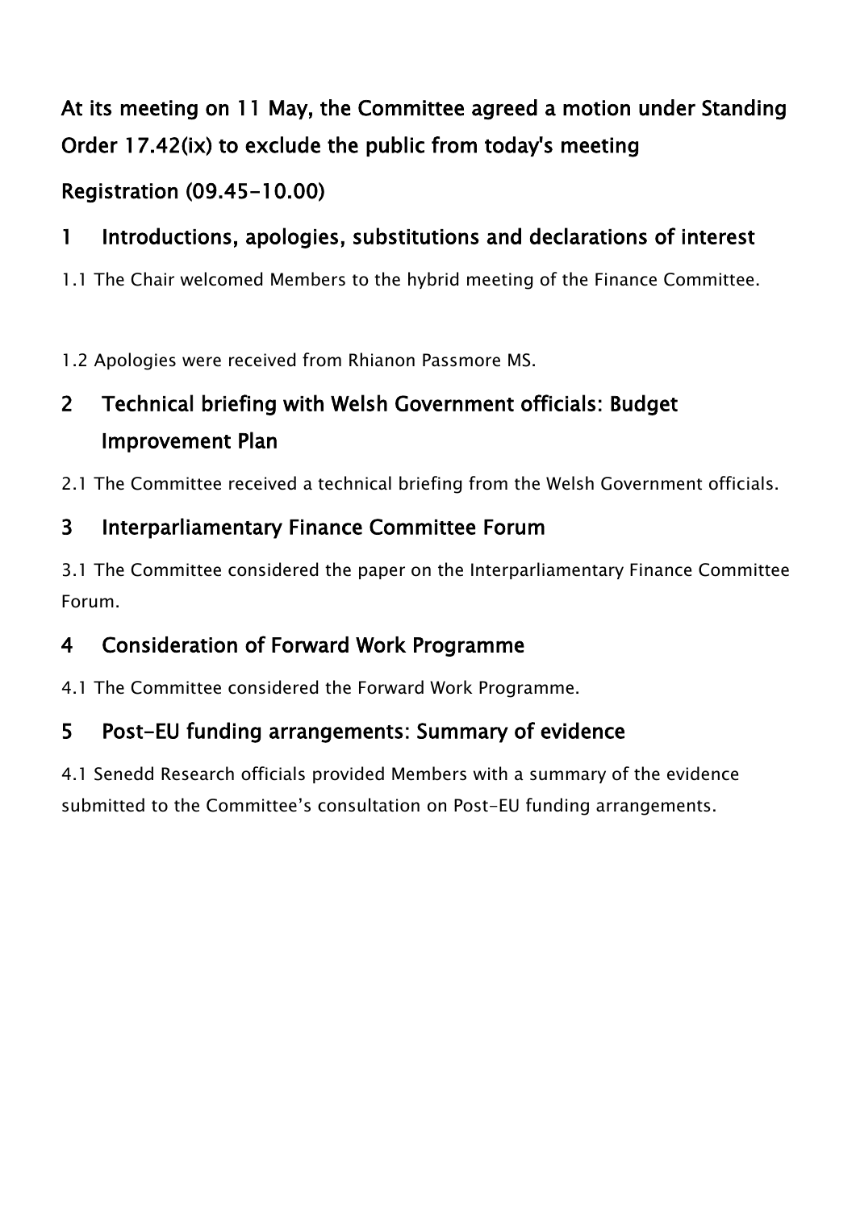## At its meeting on 11 May, the Committee agreed a motion under Standing Order 17.42(ix) to exclude the public from today's meeting

## Registration (09.45-10.00)

## 1 Introductions, apologies, substitutions and declarations of interest

1.1 The Chair welcomed Members to the hybrid meeting of the Finance Committee.

1.2 Apologies were received from Rhianon Passmore MS.

## 2 Technical briefing with Welsh Government officials: Budget Improvement Plan

2.1 The Committee received a technical briefing from the Welsh Government officials.

## 3 Interparliamentary Finance Committee Forum

3.1 The Committee considered the paper on the Interparliamentary Finance Committee Forum.

## 4 Consideration of Forward Work Programme

4.1 The Committee considered the Forward Work Programme.

## 5 Post-EU funding arrangements: Summary of evidence

4.1 Senedd Research officials provided Members with a summary of the evidence submitted to the Committee's consultation on Post-EU funding arrangements.